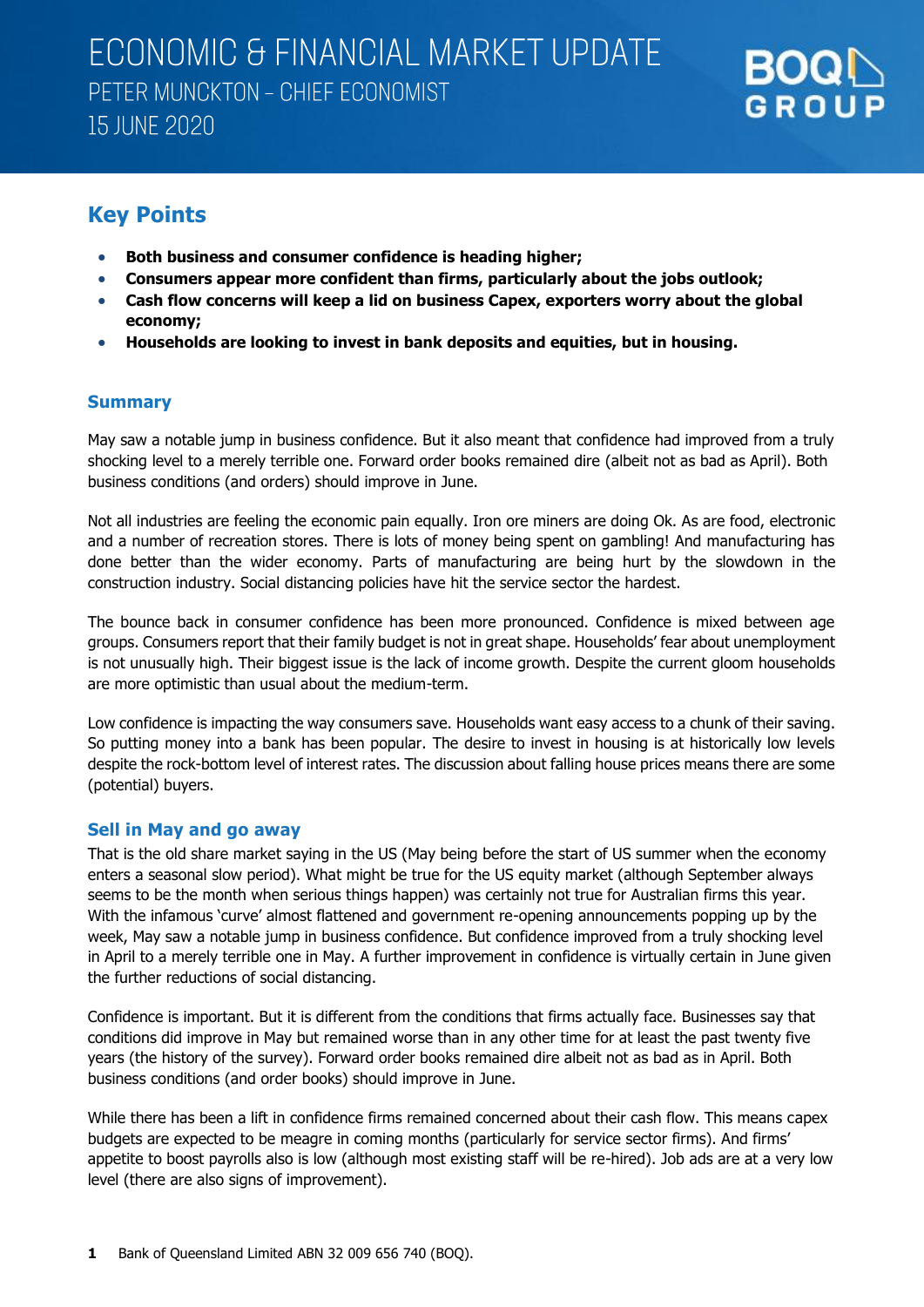# ECONOMIC & FINANCIAL MARKET UPDATE

PETER MUNCKTON – CHIEF ECONOMIST

15 JUNE 2020

BOQ GROUP

## Key Points

- **Both business and consumer confidence is heading higher;**
- **Consumers appear more confident than firms, particularly about the jobs outlook;**
- **Cash flow concerns will keep a lid on business Capex, exporters worry about the global economy;**
- **Households are looking to invest in bank deposits and equities, but in housing.**

### Summary

May saw a notable jump in business confidence. But it also meant that confidence had improved from a truly shocking level to a merely terrible one. Forward order books remained dire (albeit not as bad as April). Both business conditions (and orders) should improve in June.

Not all industries are feeling the economic pain equally. Iron ore miners are doing Ok. As are food, electronic and a number of recreation stores. There is lots of money being spent on gambling! And manufacturing has done better than the wider economy. Parts of manufacturing are being hurt by the slowdown in the construction industry. Social distancing policies have hit the service sector the hardest.

The bounce back in consumer confidence has been more pronounced. Confidence is mixed between age groups. Consumers report that their family budget is not in great shape. Households' fear about unemployment is not unusually high. Their biggest issue is the lack of income growth. Despite the current gloom households are more optimistic than usual about the medium-term.

Low confidence is impacting the way consumers save. Households want easy access to a chunk of their saving. So putting money into a bank has been popular. The desire to invest in housing is at historically low levels despite the rock-bottom level of interest rates. The discussion about falling house prices means there are some (potential) buyers.

### Sell in May and go away

That is the old share market saying in the US (May being before the start of US summer when the economy enters a seasonal slow period). What might be true for the US equity market (although September always seems to be the month when serious things happen) was certainly not true for Australian firms this year. With the infamous 'curve' almost flattened and government re-opening announcements popping up by the week, May saw a notable jump in business confidence. But confidence improved from a truly shocking level in April to a merely terrible one in May. A further improvement in confidence is virtually certain in June given the further reductions of social distancing.

Confidence is important. But it is different from the conditions that firms actually face. Businesses say that conditions did improve in May but remained worse than in any other time for at least the past twenty five years (the history of the survey). Forward order books remained dire albeit not as bad as in April. Both business conditions (and order books) should improve in June.

While there has been a lift in confidence firms remained concerned about their cash flow. This means capex budgets are expected to be meagre in coming months (particularly for service sector firms). And firms' appetite to boost payrolls also is low (although most existing staff will be re-hired). Job ads are at a very low level (there are also signs of improvement).

Bank of Queensland Limited ABN 32 009 656 740 (BOQ).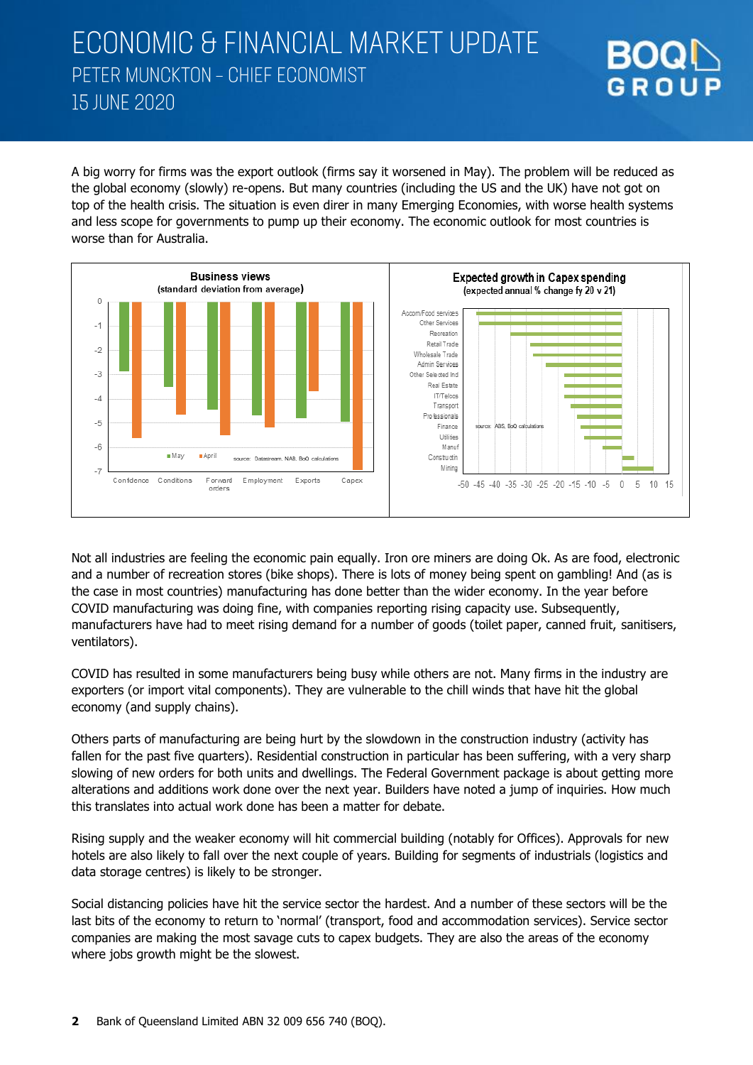A big worry for firms was the export outlook (firms say it worsened in May). The problem will be reduced as the global economy (slowly) re-opens. But many countries (including the US and the UK) have not got on top of the health crisis. The situation is even direr in many Emerging Economies, with worse health systems and less scope for governments to pump up their economy. The economic outlook for most countries is worse than for Australia.

Not all industries are feeling the economic pain equally. Iron ore miners are doing Ok. As are food, electronic and a number of recreation stores (bike shops). There is lots of money being spent on gambling! And (as is the case in most countries) manufacturing has done better than the wider economy. In the year before COVID manufacturing was doing fine, with companies reporting rising capacity use. Subsequently, manufacturers have had to meet rising demand for a number of goods (toilet paper, canned fruit, sanitisers, ventilators).

COVID has resulted in some manufacturers being busy while others are not. Many firms in the industry are exporters (or import vital components). They are vulnerable to the chill winds that have hit the global economy (and supply chains).

Others parts of manufacturing are being hurt by the slowdown in the construction industry (activity has fallen for the past five quarters). Residential construction in particular has been suffering, with a very sharp slowing of new orders for both units and dwellings. The Federal Government package is about getting more alterations and additions work done over the next year. Builders have noted a jump of inquiries. How much this translates into actual work done has been a matter for debate.

Rising supply and the weaker economy will hit commercial building (notably for Offices). Approvals for new hotels are also likely to fall over the next couple of years. Building for segments of industrials (logistics and data storage centres) is likely to be stronger.

Social distancing policies have hit the service sector the hardest. And a number of these sectors will be the last bits of the economy to return to 'normal' (transport, food and accommodation services). Service sector companies are making the most savage cuts to capex budgets. They are also the areas of the economy where jobs growth might be the slowest.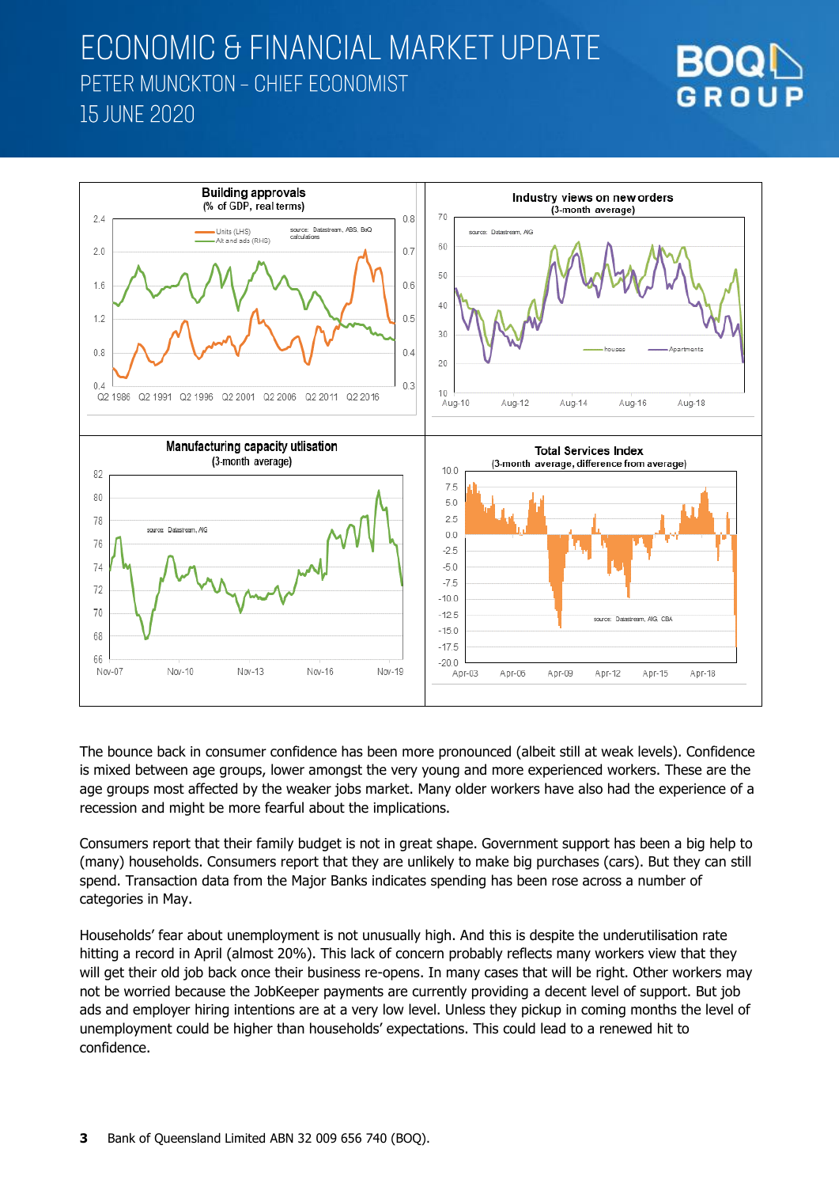# ECONOMIC & FINANCIAL MARKET UPDATE

PETER MUNCKTON – CHIEF ECONOMIST

15 JUNE 2020

The bounce back in consumer confidence has been more pronounced (albeit still at weak levels). Confidence is mixed between age groups, lower amongst the very young and more experienced workers. These are the age groups most affected by the weaker jobs market. Many older workers have also had the experience of a recession and might be more fearful about the implications.

Consumers report that their family budget is not in great shape. Government support has been a big help to (many) households. Consumers report that they are unlikely to make big purchases (cars). But they can still spend. Transaction data from the Major Banks indicates spending has been rose across a number of categories in May.

Households' fear about unemployment is not unusually high. And this is despite the underutilisation rate hitting a record in April (almost 20%). This lack of concern probably reflects many workers view that they will get their old job back once their business re-opens. In many cases that will be right. Other workers may not be worried because the JobKeeper payments are currently providing a decent level of support. But job ads and employer hiring intentions are at a very low level. Unless they pickup in coming months the level of unemployment could be higher than households' expectations. This could lead to a renewed hit to confidence.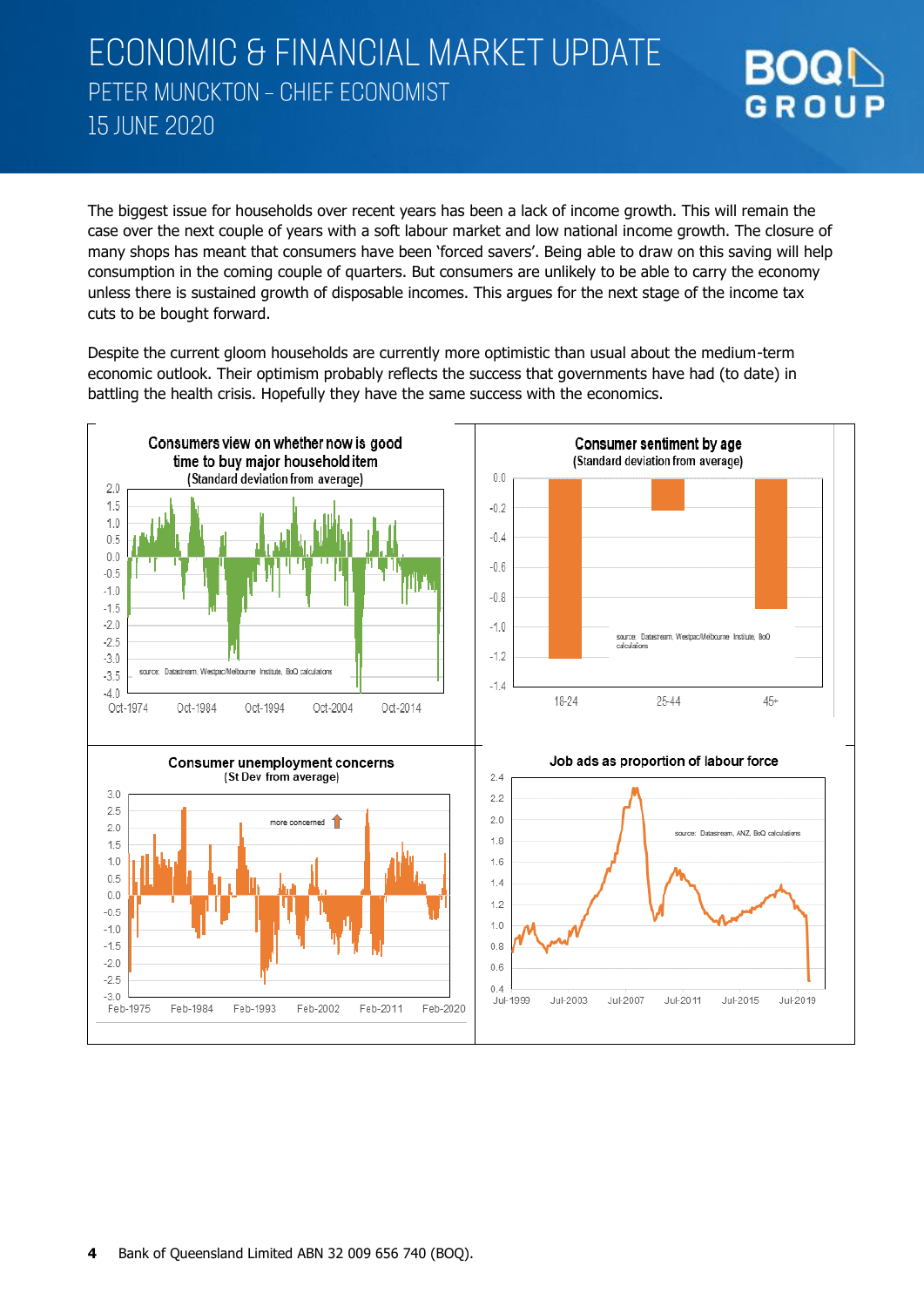The biggest issue for households over recent years has been a lack of income growth. This will remain the case over the next couple of years with a soft labour market and low national income growth. The closure of many shops has meant that consumers have been 'forced savers'. Being able to draw on this saving will help consumption in the coming couple of quarters. But consumers are unlikely to be able to carry the economy unless there is sustained growth of disposable incomes. This argues for the next stage of the income tax cuts to be bought forward.

Despite the current gloom households are currently more optimistic than usual about the medium-term economic outlook. Their optimism probably reflects the success that governments have had (to date) in battling the health crisis. Hopefully they have the same success with the economics.

**Consumers view on whether now is good time to buy major household item**
(Standard deviation from average)

source: Datastream, Westpac/Melbourne Institute, BoQ calculations

**Consumer sentiment by age**
(Standard deviation from average)

source: Datastream, Westpac/Melbourne Institute, BoQ calculations

**Consumer unemployment concerns**
(St Dev from average)

**Job ads as proportion of labour force**

source: Datastream, ANZ, BoQ calculations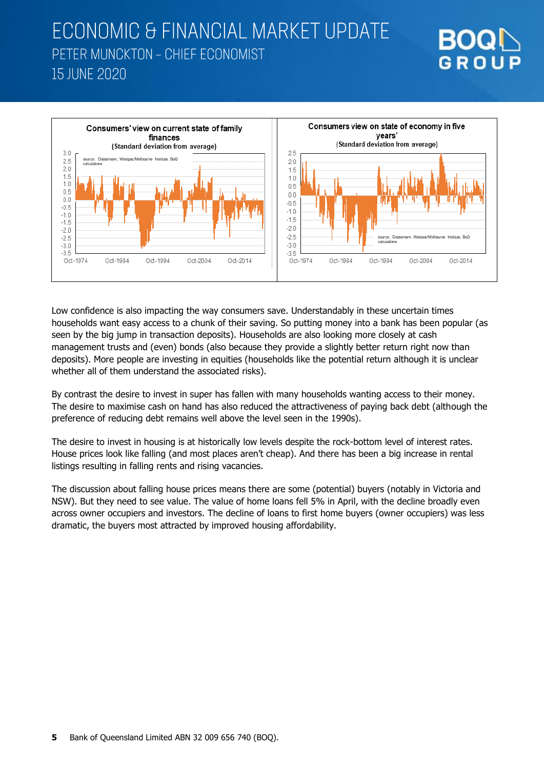Consumers' view on current state of family finances
(Standard deviation from average)

source: Datastream, Westpac/Melbourne Institute, BoQ calculations

Consumers view on state of economy in five years'
(Standard deviation from average)

source: Datastream, Westpac/Melbourne Institute, BoQ calculations

Low confidence is also impacting the way consumers save. Understandably in these uncertain times households want easy access to a chunk of their saving. So putting money into a bank has been popular (as seen by the big jump in transaction deposits). Households are also looking more closely at cash management trusts and (even) bonds (also because they provide a slightly better return right now than deposits). More people are investing in equities (households like the potential return although it is unclear whether all of them understand the associated risks).

By contrast the desire to invest in super has fallen with many households wanting access to their money. The desire to maximise cash on hand has also reduced the attractiveness of paying back debt (although the preference of reducing debt remains well above the level seen in the 1990s).

The desire to invest in housing is at historically low levels despite the rock-bottom level of interest rates. House prices look like falling (and most places aren't cheap). And there has been a big increase in rental listings resulting in falling rents and rising vacancies.

The discussion about falling house prices means there are some (potential) buyers (notably in Victoria and NSW). But they need to see value. The value of home loans fell 5% in April, with the decline broadly even across owner occupiers and investors. The decline of loans to first home buyers (owner occupiers) was less dramatic, the buyers most attracted by improved housing affordability.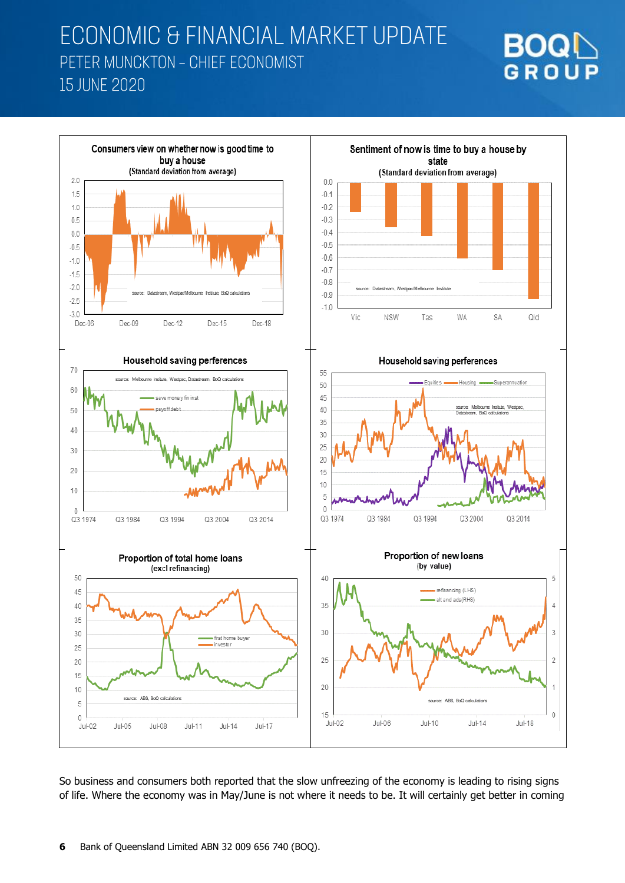# ECONOMIC & FINANCIAL MARKET UPDATE

PETER MUNCKTON – CHIEF ECONOMIST

15 JUNE 2020

Consumers view on whether now is good time to buy a house
(Standard deviation from average)

source: Datastream, Westpac/Melbourne Insitute, BoQ calculations

Sentiment of now is time to buy a house by state
(Standard deviation from average)

source: Datastream, Westpac/Melbourne Insitute

Household saving perferences

source: Melbourne Insitute, Westpac, Datastream, BoQ calculations

Household saving perferences

source: Melbourne Insitute, Westpac, Datastream, BoQ calculations

Proportion of total home loans
(excl refinancing)

source: ABS, BoQ calculations

Proportion of new loans
(by value)

source: ABS, BoQ calculations

So business and consumers both reported that the slow unfreezing of the economy is leading to rising signs of life. Where the economy was in May/June is not where it needs to be. It will certainly get better in coming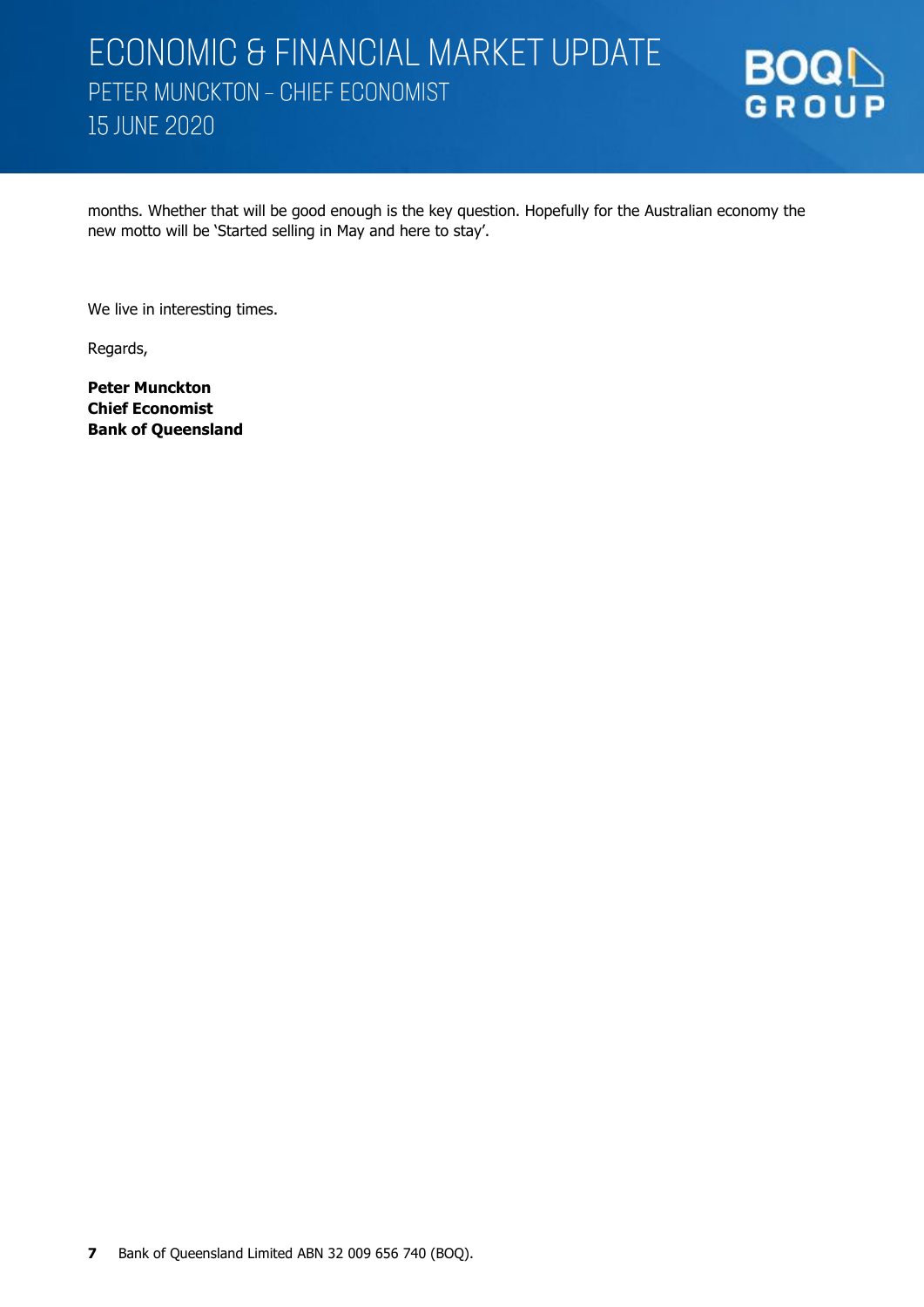months. Whether that will be good enough is the key question. Hopefully for the Australian economy the new motto will be 'Started selling in May and here to stay'.

We live in interesting times.

Regards,

**Peter Munckton**
**Chief Economist**
**Bank of Queensland**

Bank of Queensland Limited ABN 32 009 656 740 (BOQ).